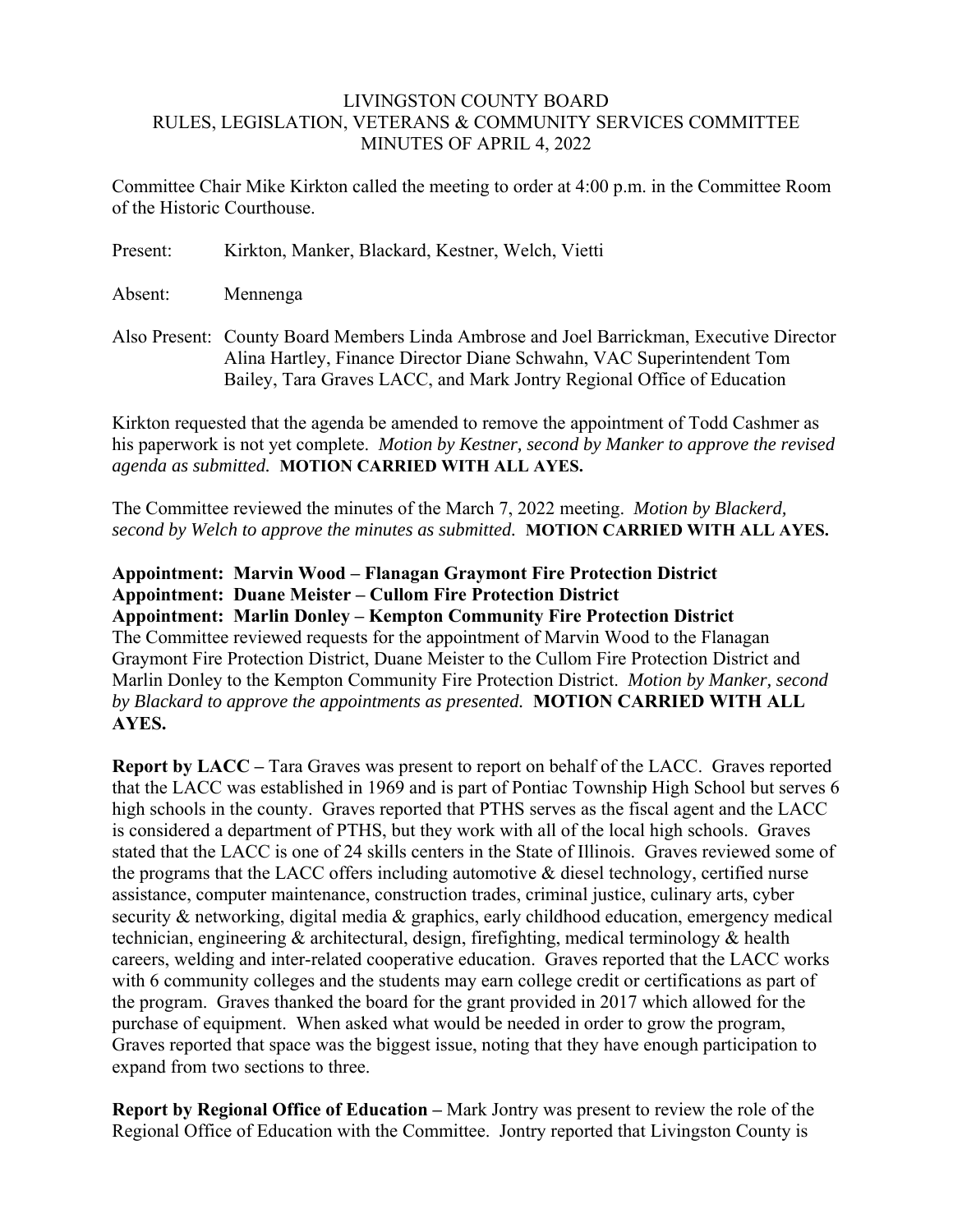LIVINGSTON COUNTY BOARD
RULES, LEGISLATION, VETERANS & COMMUNITY SERVICES COMMITTEE
MINUTES OF APRIL 4, 2022

Committee Chair Mike Kirkton called the meeting to order at 4:00 p.m. in the Committee Room of the Historic Courthouse.

Present: Kirkton, Manker, Blackard, Kestner, Welch, Vietti

Absent: Mennenga

Also Present: County Board Members Linda Ambrose and Joel Barrickman, Executive Director Alina Hartley, Finance Director Diane Schwahn, VAC Superintendent Tom Bailey, Tara Graves LACC, and Mark Jontry Regional Office of Education

Kirkton requested that the agenda be amended to remove the appointment of Todd Cashmer as his paperwork is not yet complete. *Motion by Kestner, second by Manker to approve the revised agenda as submitted.* **MOTION CARRIED WITH ALL AYES.**

The Committee reviewed the minutes of the March 7, 2022 meeting. *Motion by Blackerd, second by Welch to approve the minutes as submitted.* **MOTION CARRIED WITH ALL AYES.**

**Appointment: Marvin Wood – Flanagan Graymont Fire Protection District**
**Appointment: Duane Meister – Cullom Fire Protection District**
**Appointment: Marlin Donley – Kempton Community Fire Protection District**
The Committee reviewed requests for the appointment of Marvin Wood to the Flanagan Graymont Fire Protection District, Duane Meister to the Cullom Fire Protection District and Marlin Donley to the Kempton Community Fire Protection District. *Motion by Manker, second by Blackard to approve the appointments as presented.* **MOTION CARRIED WITH ALL AYES.**

**Report by LACC –** Tara Graves was present to report on behalf of the LACC. Graves reported that the LACC was established in 1969 and is part of Pontiac Township High School but serves 6 high schools in the county. Graves reported that PTHS serves as the fiscal agent and the LACC is considered a department of PTHS, but they work with all of the local high schools. Graves stated that the LACC is one of 24 skills centers in the State of Illinois. Graves reviewed some of the programs that the LACC offers including automotive & diesel technology, certified nurse assistance, computer maintenance, construction trades, criminal justice, culinary arts, cyber security & networking, digital media & graphics, early childhood education, emergency medical technician, engineering & architectural, design, firefighting, medical terminology & health careers, welding and inter-related cooperative education. Graves reported that the LACC works with 6 community colleges and the students may earn college credit or certifications as part of the program. Graves thanked the board for the grant provided in 2017 which allowed for the purchase of equipment. When asked what would be needed in order to grow the program, Graves reported that space was the biggest issue, noting that they have enough participation to expand from two sections to three.

**Report by Regional Office of Education –** Mark Jontry was present to review the role of the Regional Office of Education with the Committee. Jontry reported that Livingston County is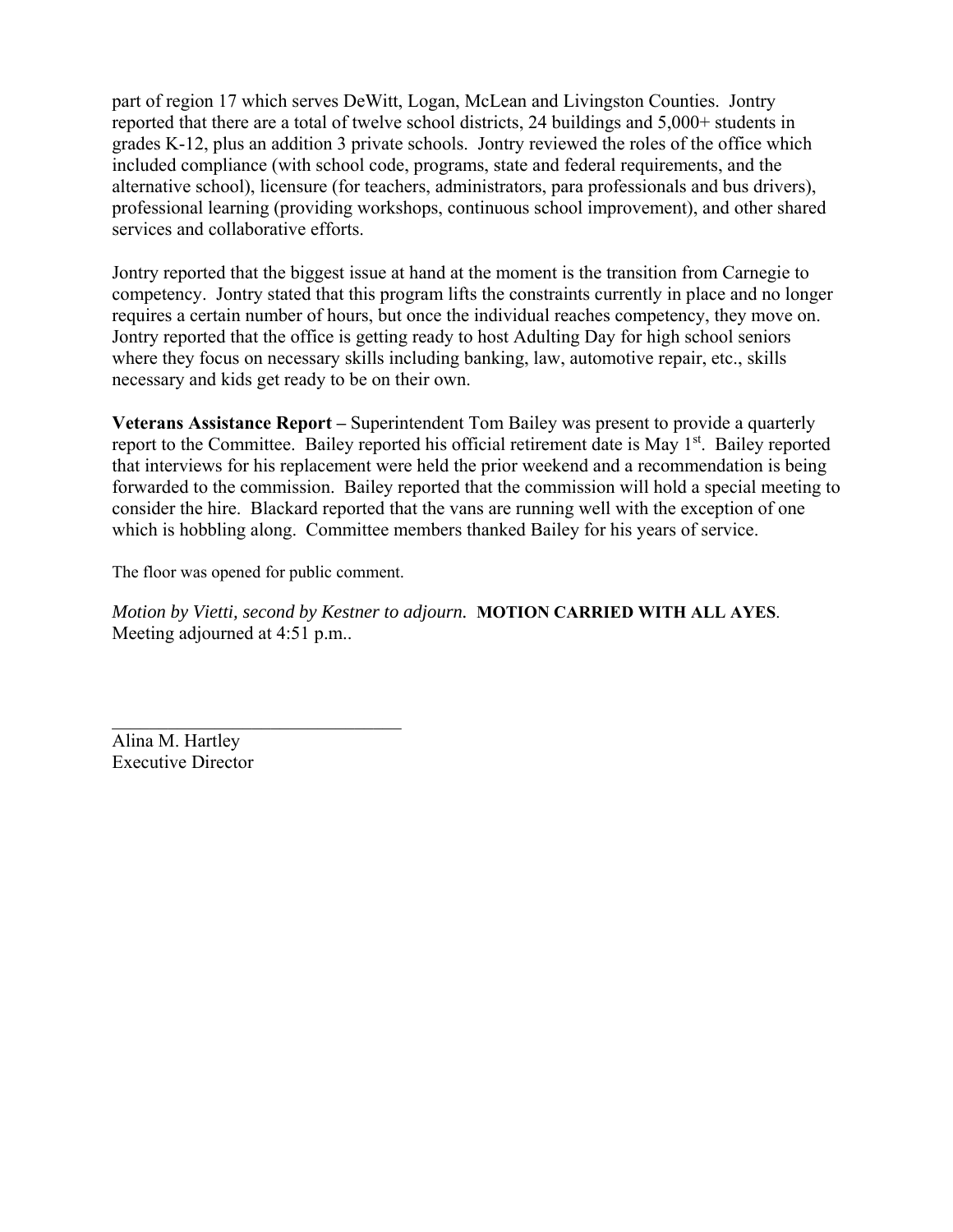part of region 17 which serves DeWitt, Logan, McLean and Livingston Counties. Jontry reported that there are a total of twelve school districts, 24 buildings and 5,000+ students in grades K-12, plus an addition 3 private schools. Jontry reviewed the roles of the office which included compliance (with school code, programs, state and federal requirements, and the alternative school), licensure (for teachers, administrators, para professionals and bus drivers), professional learning (providing workshops, continuous school improvement), and other shared services and collaborative efforts.

Jontry reported that the biggest issue at hand at the moment is the transition from Carnegie to competency. Jontry stated that this program lifts the constraints currently in place and no longer requires a certain number of hours, but once the individual reaches competency, they move on. Jontry reported that the office is getting ready to host Adulting Day for high school seniors where they focus on necessary skills including banking, law, automotive repair, etc., skills necessary and kids get ready to be on their own.

**Veterans Assistance Report –** Superintendent Tom Bailey was present to provide a quarterly report to the Committee. Bailey reported his official retirement date is May 1st. Bailey reported that interviews for his replacement were held the prior weekend and a recommendation is being forwarded to the commission. Bailey reported that the commission will hold a special meeting to consider the hire. Blackard reported that the vans are running well with the exception of one which is hobbling along. Committee members thanked Bailey for his years of service.

The floor was opened for public comment.

*Motion by Vietti, second by Kestner to adjourn.* **MOTION CARRIED WITH ALL AYES**. Meeting adjourned at 4:51 p.m..

\_\_\_\_\_\_\_\_\_\_\_\_\_\_\_\_\_\_\_\_\_\_\_\_\_\_\_\_\_\_\_\_

Alina M. Hartley
Executive Director